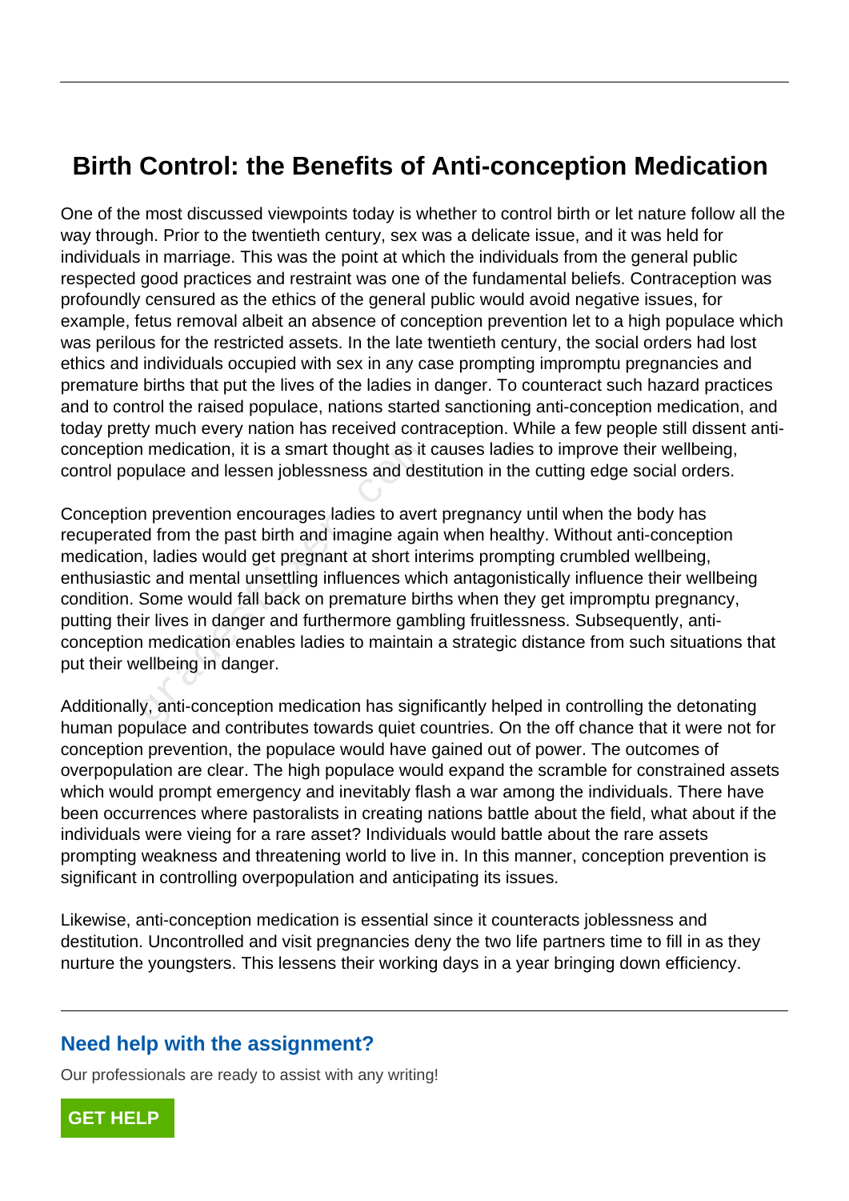# Birth Control: the Benefits of Anti-conception Medication

One of the most discussed viewpoints today is whether to control birth or let nature follow all the way through. Prior to the twentieth century, sex was a delicate issue, and it was held for individuals in marriage. This was the point at which the individuals from the general public respected good practices and restraint was one of the fundamental beliefs. Contraception was profoundly censured as the ethics of the general public would avoid negative issues, for example, fetus removal albeit an absence of conception prevention let to a high populace which was perilous for the restricted assets. In the late twentieth century, the social orders had lost ethics and individuals occupied with sex in any case prompting impromptu pregnancies and premature births that put the lives of the ladies in danger. To counteract such hazard practices and to control the raised populace, nations started sanctioning anti-conception medication, and today pretty much every nation has received contraception. While a few people still dissent anti-conception medication, it is a smart thought as it causes ladies to improve their wellbeing, control populace and lessen joblessness and destitution in the cutting edge social orders.

Conception prevention encourages ladies to avert pregnancy until when the body has recuperated from the past birth and imagine again when healthy. Without anti-conception medication, ladies would get pregnant at short interims prompting crumbled wellbeing, enthusiastic and mental unsettling influences which antagonistically influence their wellbeing condition. Some would fall back on premature births when they get impromptu pregnancy, putting their lives in danger and furthermore gambling fruitlessness. Subsequently, anti-conception medication enables ladies to maintain a strategic distance from such situations that put their wellbeing in danger.

Additionally, anti-conception medication has significantly helped in controlling the detonating human populace and contributes towards quiet countries. On the off chance that it were not for conception prevention, the populace would have gained out of power. The outcomes of overpopulation are clear. The high populace would expand the scramble for constrained assets which would prompt emergency and inevitably flash a war among the individuals. There have been occurrences where pastoralists in creating nations battle about the field, what about if the individuals were vieing for a rare asset? Individuals would battle about the rare assets prompting weakness and threatening world to live in. In this manner, conception prevention is significant in controlling overpopulation and anticipating its issues.

Likewise, anti-conception medication is essential since it counteracts joblessness and destitution. Uncontrolled and visit pregnancies deny the two life partners time to fill in as they nurture the youngsters. This lessens their working days in a year bringing down efficiency.

## Need help with the assignment?

Our professionals are ready to assist with any writing!

GET HELP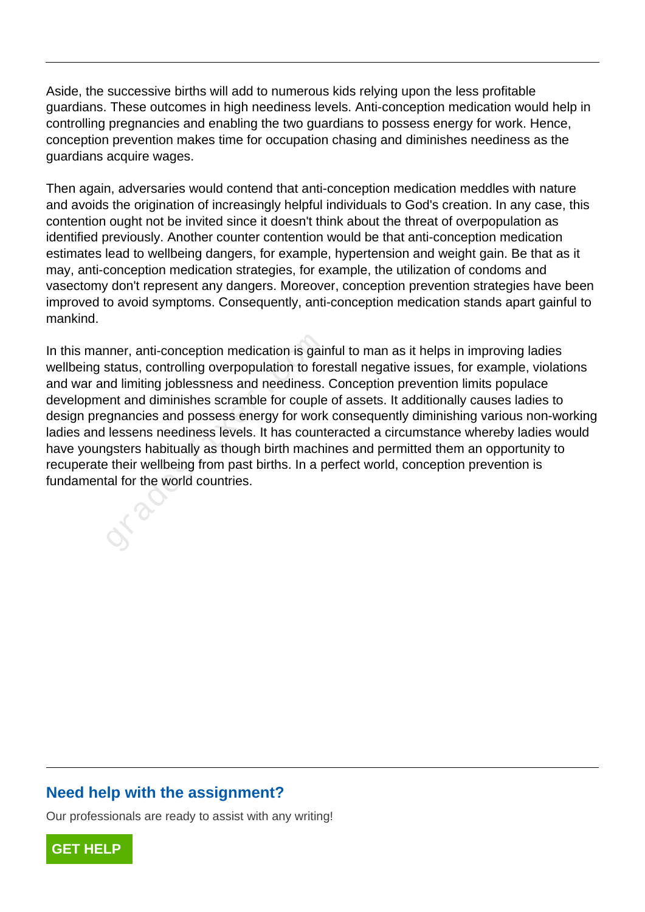Aside, the successive births will add to numerous kids relying upon the less profitable guardians. These outcomes in high neediness levels. Anti-conception medication would help in controlling pregnancies and enabling the two guardians to possess energy for work. Hence, conception prevention makes time for occupation chasing and diminishes neediness as the guardians acquire wages.

Then again, adversaries would contend that anti-conception medication meddles with nature and avoids the origination of increasingly helpful individuals to God's creation. In any case, this contention ought not be invited since it doesn't think about the threat of overpopulation as identified previously. Another counter contention would be that anti-conception medication estimates lead to wellbeing dangers, for example, hypertension and weight gain. Be that as it may, anti-conception medication strategies, for example, the utilization of condoms and vasectomy don't represent any dangers. Moreover, conception prevention strategies have been improved to avoid symptoms. Consequently, anti-conception medication stands apart gainful to mankind.

In this manner, anti-conception medication is gainful to man as it helps in improving ladies wellbeing status, controlling overpopulation to forestall negative issues, for example, violations and war and limiting joblessness and neediness. Conception prevention limits populace development and diminishes scramble for couple of assets. It additionally causes ladies to design pregnancies and possess energy for work consequently diminishing various non-working ladies and lessens neediness levels. It has counteracted a circumstance whereby ladies would have youngsters habitually as though birth machines and permitted them an opportunity to recuperate their wellbeing from past births. In a perfect world, conception prevention is fundamental for the world countries.

## Need help with the assignment?

Our professionals are ready to assist with any writing!

**GET HELP**